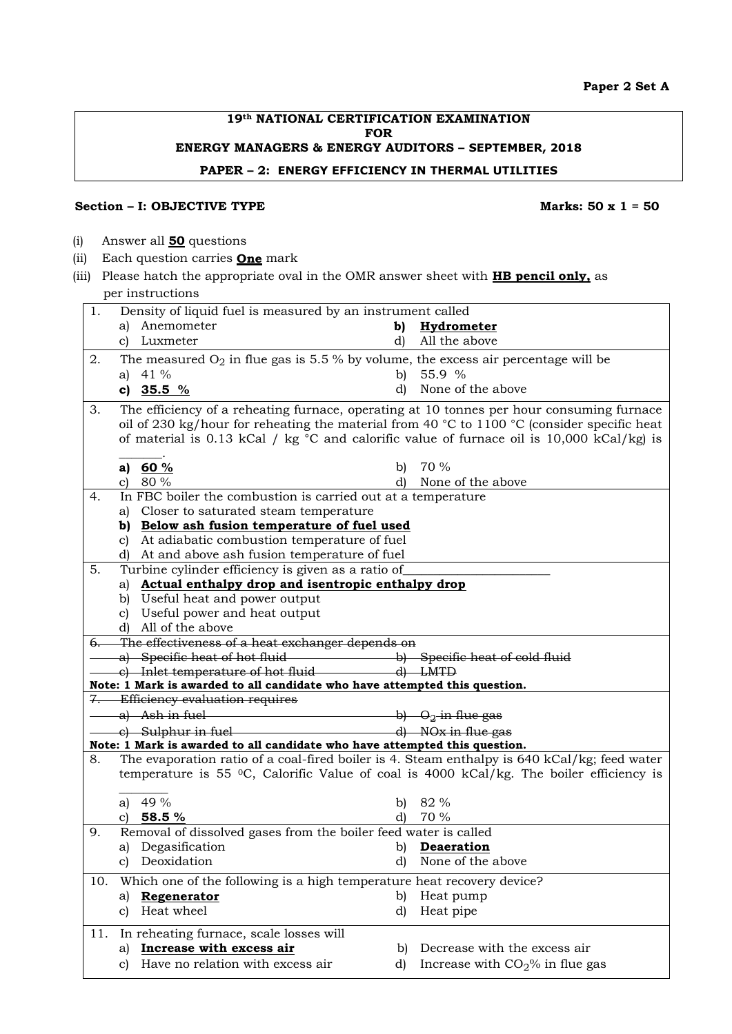**Paper 2 Set A**

**19th NATIONAL CERTIFICATION EXAMINATION**
**FOR**
**ENERGY MANAGERS & ENERGY AUDITORS – SEPTEMBER, 2018**

**PAPER – 2: ENERGY EFFICIENCY IN THERMAL UTILITIES**

**Section – I: OBJECTIVE TYPE** **Marks: 50 x 1 = 50**

(i) Answer all **50** questions
(ii) Each question carries **One** mark
(iii) Please hatch the appropriate oval in the OMR answer sheet with **HB pencil only,** as per instructions

1. Density of liquid fuel is measured by an instrument called
   a) Anemometer
   **b) Hydrometer**
   c) Luxmeter
   d) All the above

2. The measured $O_2$ in flue gas is 5.5 % by volume, the excess air percentage will be
   a) 41 %
   b) 55.9 %
   **c) 35.5 %**
   d) None of the above

3. The efficiency of a reheating furnace, operating at 10 tonnes per hour consuming furnace oil of 230 kg/hour for reheating the material from 40 °C to 1100 °C (consider specific heat of material is 0.13 kCal / kg °C and calorific value of furnace oil is 10,000 kCal/kg) is _______.
   **a) 60 %**
   b) 70 %
   c) 80 %
   d) None of the above

4. In FBC boiler the combustion is carried out at a temperature
   a) Closer to saturated steam temperature
   **b) Below ash fusion temperature of fuel used**
   c) At adiabatic combustion temperature of fuel
   d) At and above ash fusion temperature of fuel

5. Turbine cylinder efficiency is given as a ratio of_______________________
   **a) Actual enthalpy drop and isentropic enthalpy drop**
   b) Useful heat and power output
   c) Useful power and heat output
   d) All of the above

6. ~~The effectiveness of a heat exchanger depends on~~
   ~~a) Specific heat of hot fluid~~
   ~~b) Specific heat of cold fluid~~
   ~~c) Inlet temperature of hot fluid~~
   ~~d) LMTD~~

**Note: 1 Mark is awarded to all candidate who have attempted this question.**

7. ~~Efficiency evaluation requires~~
   ~~a) Ash in fuel~~
   ~~b) $O_2$ in flue gas~~
   ~~c) Sulphur in fuel~~
   ~~d) NOx in flue gas~~

**Note: 1 Mark is awarded to all candidate who have attempted this question.**

8. The evaporation ratio of a coal-fired boiler is 4. Steam enthalpy is 640 kCal/kg; feed water temperature is 55 °C, Calorific Value of coal is 4000 kCal/kg. The boiler efficiency is ________
   a) 49 %
   b) 82 %
   **c) 58.5 %**
   d) 70 %

9. Removal of dissolved gases from the boiler feed water is called
   a) Degasification
   **b) Deaeration**
   c) Deoxidation
   d) None of the above

10. Which one of the following is a high temperature heat recovery device?
    **a) Regenerator**
    b) Heat pump
    c) Heat wheel
    d) Heat pipe

11. In reheating furnace, scale losses will
    **a) Increase with excess air**
    b) Decrease with the excess air
    c) Have no relation with excess air
    d) Increase with $CO_2$% in flue gas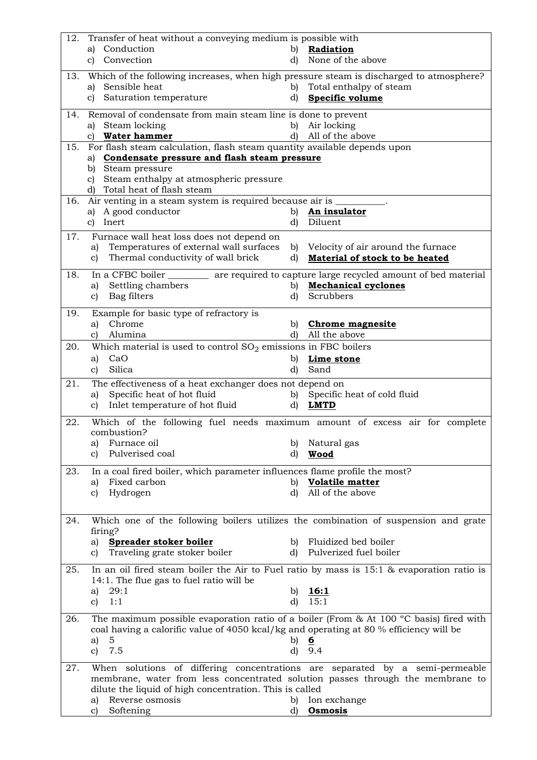12. Transfer of heat without a conveying medium is possible with
    a) Conduction
    b) **Radiation**
    c) Convection
    d) None of the above

13. Which of the following increases, when high pressure steam is discharged to atmosphere?
    a) Sensible heat
    b) Total enthalpy of steam
    c) Saturation temperature
    d) **Specific volume**

14. Removal of condensate from main steam line is done to prevent
    a) Steam locking
    b) Air locking
    c) **Water hammer**
    d) All of the above

15. For flash steam calculation, flash steam quantity available depends upon
    a) **Condensate pressure and flash steam pressure**
    b) Steam pressure
    c) Steam enthalpy at atmospheric pressure
    d) Total heat of flash steam

16. Air venting in a steam system is required because air is __________.
    a) A good conductor
    b) **An insulator**
    c) Inert
    d) Diluent

17. Furnace wall heat loss does not depend on
    a) Temperatures of external wall surfaces
    b) Velocity of air around the furnace
    c) Thermal conductivity of wall brick
    d) **Material of stock to be heated**

18. In a CFBC boiler ________ are required to capture large recycled amount of bed material
    a) Settling chambers
    b) **Mechanical cyclones**
    c) Bag filters
    d) Scrubbers

19. Example for basic type of refractory is
    a) Chrome
    b) **Chrome magnesite**
    c) Alumina
    d) All the above

20. Which material is used to control $SO_2$ emissions in FBC boilers
    a) CaO
    b) **Lime stone**
    c) Silica
    d) Sand

21. The effectiveness of a heat exchanger does not depend on
    a) Specific heat of hot fluid
    b) Specific heat of cold fluid
    c) Inlet temperature of hot fluid
    d) **LMTD**

22. Which of the following fuel needs maximum amount of excess air for complete combustion?
    a) Furnace oil
    b) Natural gas
    c) Pulverised coal
    d) **Wood**

23. In a coal fired boiler, which parameter influences flame profile the most?
    a) Fixed carbon
    b) **Volatile matter**
    c) Hydrogen
    d) All of the above

24. Which one of the following boilers utilizes the combination of suspension and grate firing?
    a) **Spreader stoker boiler**
    b) Fluidized bed boiler
    c) Traveling grate stoker boiler
    d) Pulverized fuel boiler

25. In an oil fired steam boiler the Air to Fuel ratio by mass is 15:1 & evaporation ratio is 14:1. The flue gas to fuel ratio will be
    a) 29:1
    b) **16:1**
    c) 1:1
    d) 15:1

26. The maximum possible evaporation ratio of a boiler (From & At 100 °C basis) fired with coal having a calorific value of 4050 kcal/kg and operating at 80 % efficiency will be
    a) 5
    b) **6**
    c) 7.5
    d) 9.4

27. When solutions of differing concentrations are separated by a semi-permeable membrane, water from less concentrated solution passes through the membrane to dilute the liquid of high concentration. This is called
    a) Reverse osmosis
    b) Ion exchange
    c) Softening
    d) **Osmosis**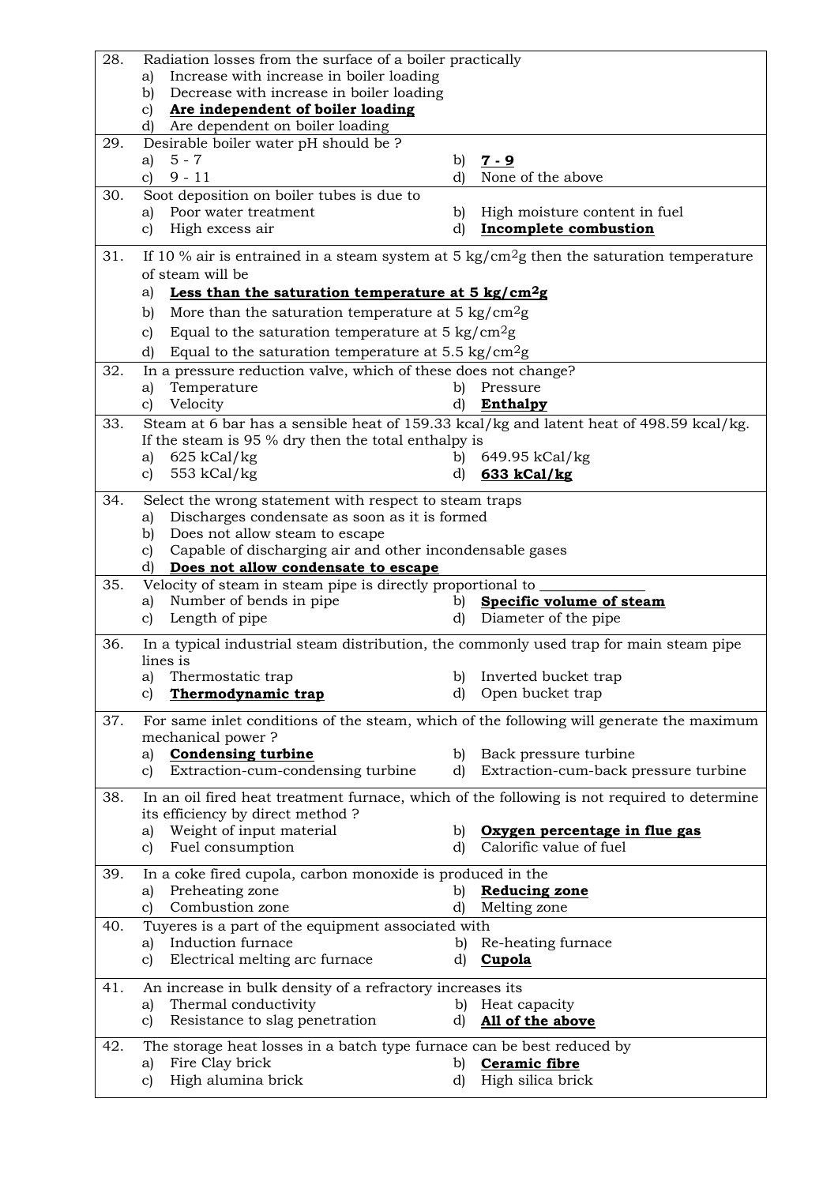28. Radiation losses from the surface of a boiler practically
    a) Increase with increase in boiler loading
    b) Decrease with increase in boiler loading
    c) **<u>Are independent of boiler loading</u>**
    d) Are dependent on boiler loading

29. Desirable boiler water pH should be ?
    a) 5 - 7
    b) **<u>7 - 9</u>**
    c) 9 - 11
    d) None of the above

30. Soot deposition on boiler tubes is due to
    a) Poor water treatment
    b) High moisture content in fuel
    c) High excess air
    d) **<u>Incomplete combustion</u>**

31. If 10 % air is entrained in a steam system at 5 kg/cm$^2$g then the saturation temperature of steam will be
    a) **<u>Less than the saturation temperature at 5 kg/cm$^2$g</u>**
    b) More than the saturation temperature at 5 kg/cm$^2$g
    c) Equal to the saturation temperature at 5 kg/cm$^2$g
    d) Equal to the saturation temperature at 5.5 kg/cm$^2$g

32. In a pressure reduction valve, which of these does not change?
    a) Temperature
    b) Pressure
    c) Velocity
    d) **<u>Enthalpy</u>**

33. Steam at 6 bar has a sensible heat of 159.33 kcal/kg and latent heat of 498.59 kcal/kg. If the steam is 95 % dry then the total enthalpy is
    a) 625 kCal/kg
    b) 649.95 kCal/kg
    c) 553 kCal/kg
    d) **<u>633 kCal/kg</u>**

34. Select the wrong statement with respect to steam traps
    a) Discharges condensate as soon as it is formed
    b) Does not allow steam to escape
    c) Capable of discharging air and other incondensable gases
    d) **<u>Does not allow condensate to escape</u>**

35. Velocity of steam in steam pipe is directly proportional to ______________
    a) Number of bends in pipe
    b) **<u>Specific volume of steam</u>**
    c) Length of pipe
    d) Diameter of the pipe

36. In a typical industrial steam distribution, the commonly used trap for main steam pipe lines is
    a) Thermostatic trap
    b) Inverted bucket trap
    c) **<u>Thermodynamic trap</u>**
    d) Open bucket trap

37. For same inlet conditions of the steam, which of the following will generate the maximum mechanical power ?
    a) **<u>Condensing turbine</u>**
    b) Back pressure turbine
    c) Extraction-cum-condensing turbine
    d) Extraction-cum-back pressure turbine

38. In an oil fired heat treatment furnace, which of the following is not required to determine its efficiency by direct method ?
    a) Weight of input material
    b) **<u>Oxygen percentage in flue gas</u>**
    c) Fuel consumption
    d) Calorific value of fuel

39. In a coke fired cupola, carbon monoxide is produced in the
    a) Preheating zone
    b) **<u>Reducing zone</u>**
    c) Combustion zone
    d) Melting zone

40. Tuyeres is a part of the equipment associated with
    a) Induction furnace
    b) Re-heating furnace
    c) Electrical melting arc furnace
    d) **<u>Cupola</u>**

41. An increase in bulk density of a refractory increases its
    a) Thermal conductivity
    b) Heat capacity
    c) Resistance to slag penetration
    d) **<u>All of the above</u>**

42. The storage heat losses in a batch type furnace can be best reduced by
    a) Fire Clay brick
    b) **<u>Ceramic fibre</u>**
    c) High alumina brick
    d) High silica brick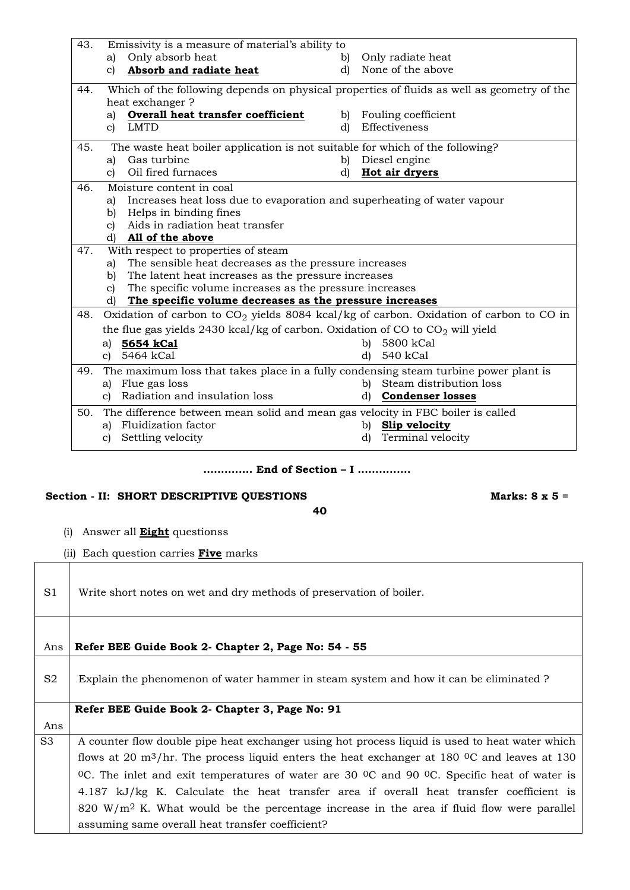43. Emissivity is a measure of material's ability to
   a) Only absorb heat
   b) Only radiate heat
   c) **Absorb and radiate heat**
   d) None of the above

44. Which of the following depends on physical properties of fluids as well as geometry of the heat exchanger ?
   a) **Overall heat transfer coefficient**
   b) Fouling coefficient
   c) LMTD
   d) Effectiveness

45. The waste heat boiler application is not suitable for which of the following?
   a) Gas turbine
   b) Diesel engine
   c) Oil fired furnaces
   d) **Hot air dryers**

46. Moisture content in coal
   a) Increases heat loss due to evaporation and superheating of water vapour
   b) Helps in binding fines
   c) Aids in radiation heat transfer
   d) **All of the above**

47. With respect to properties of steam
   a) The sensible heat decreases as the pressure increases
   b) The latent heat increases as the pressure increases
   c) The specific volume increases as the pressure increases
   d) **The specific volume decreases as the pressure increases**

48. Oxidation of carbon to $CO_2$ yields 8084 kcal/kg of carbon. Oxidation of carbon to CO in the flue gas yields 2430 kcal/kg of carbon. Oxidation of CO to $CO_2$ will yield
   a) **5654 kCal**
   b) 5800 kCal
   c) 5464 kCal
   d) 540 kCal

49. The maximum loss that takes place in a fully condensing steam turbine power plant is
   a) Flue gas loss
   b) Steam distribution loss
   c) Radiation and insulation loss
   d) **Condenser losses**

50. The difference between mean solid and mean gas velocity in FBC boiler is called
   a) Fluidization factor
   b) **Slip velocity**
   c) Settling velocity
   d) Terminal velocity

**............. End of Section – I ..............**

**Section - II: SHORT DESCRIPTIVE QUESTIONS** **Marks: 8 x 5 = 40**

(i) Answer all **Eight** questionss

(ii) Each question carries **Five** marks

| | |
|---|---|
| S1 | Write short notes on wet and dry methods of preservation of boiler. |
| Ans | **Refer BEE Guide Book 2- Chapter 2, Page No: 54 - 55** |
| S2 | Explain the phenomenon of water hammer in steam system and how it can be eliminated ? |
| Ans | **Refer BEE Guide Book 2- Chapter 3, Page No: 91** |
| S3 | A counter flow double pipe heat exchanger using hot process liquid is used to heat water which flows at 20 $m^3$/hr. The process liquid enters the heat exchanger at 180 $^0$C and leaves at 130 $^0$C. The inlet and exit temperatures of water are 30 $^0$C and 90 $^0$C. Specific heat of water is 4.187 kJ/kg K. Calculate the heat transfer area if overall heat transfer coefficient is 820 W/$m^2$ K. What would be the percentage increase in the area if fluid flow were parallel assuming same overall heat transfer coefficient? |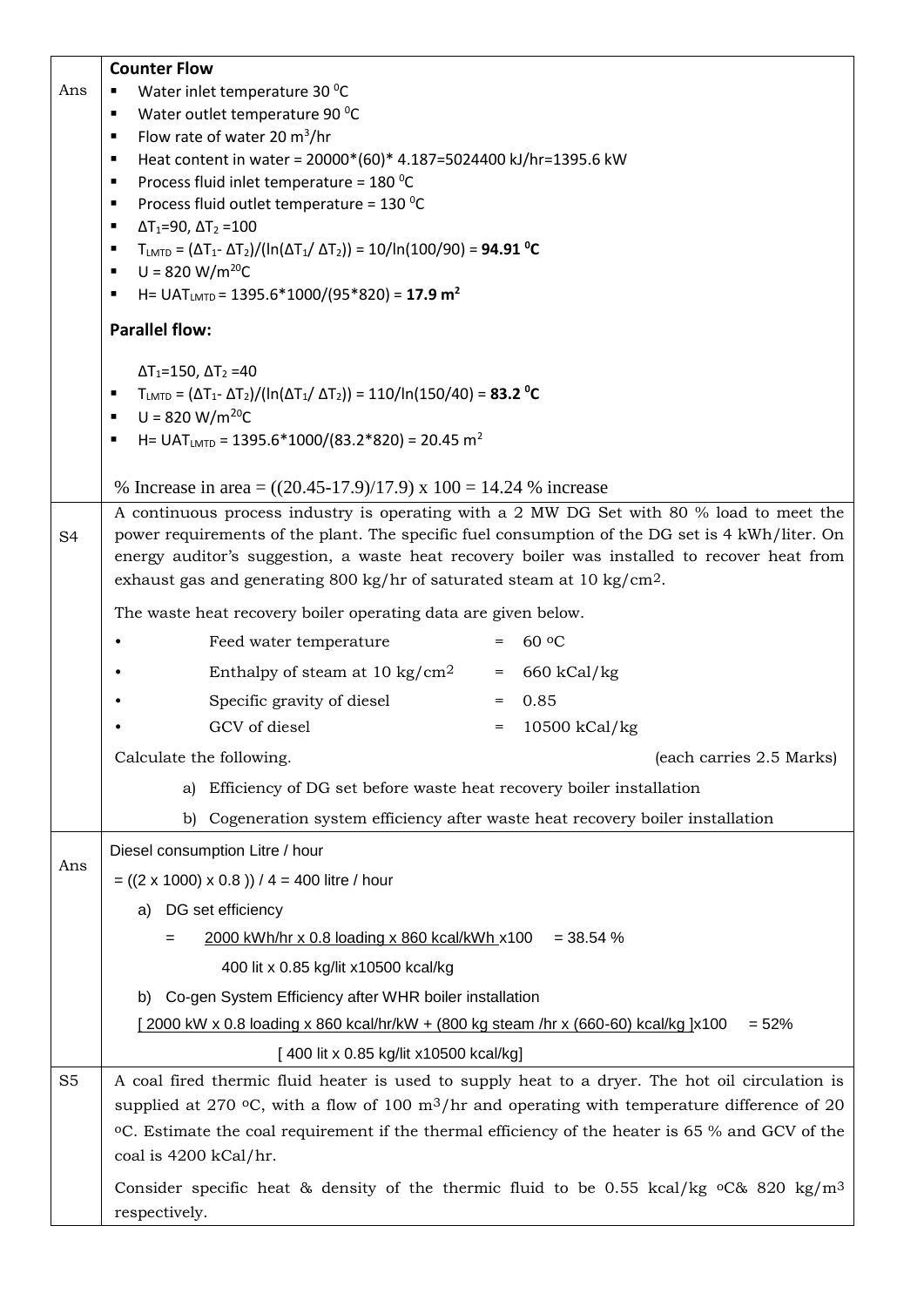| | |
|---|---|
| Ans | **Counter Flow**<br>- Water inlet temperature 30 $^0$C<br>- Water outlet temperature 90 $^0$C<br>- Flow rate of water 20 $m^3$/hr<br>- Heat content in water = 20000*(60)* 4.187=5024400 kJ/hr=1395.6 kW<br>- Process fluid inlet temperature = 180 $^0$C<br>- Process fluid outlet temperature = 130 $^0$C<br>- $\Delta T_1$=90, $\Delta T_2$ =100<br>- $T_{LMTD}$ = ($\Delta T_1$- $\Delta T_2$)/(ln($\Delta T_1$/ $\Delta T_2$)) = 10/ln(100/90) = **94.91 $^0$C**<br>- U = 820 W/m$^{20}$C<br>- H= $UAT_{LMTD}$ = 1395.6*1000/(95*820) = **17.9 m$^2$**<br><br>**Parallel flow:**<br><br>$\Delta T_1$=150, $\Delta T_2$ =40<br>- $T_{LMTD}$ = ($\Delta T_1$- $\Delta T_2$)/(ln($\Delta T_1$/ $\Delta T_2$)) = 110/ln(150/40) = **83.2 $^0$C**<br>- U = 820 W/m$^{20}$C<br>- H= $UAT_{LMTD}$ = 1395.6*1000/(83.2*820) = 20.45 m$^2$<br><br>% Increase in area = ((20.45-17.9)/17.9) x 100 = 14.24 % increase |
| S4 | A continuous process industry is operating with a 2 MW DG Set with 80 % load to meet the power requirements of the plant. The specific fuel consumption of the DG set is 4 kWh/liter. On energy auditor's suggestion, a waste heat recovery boiler was installed to recover heat from exhaust gas and generating 800 kg/hr of saturated steam at 10 kg/cm2.<br><br>The waste heat recovery boiler operating data are given below.<br>- Feed water temperature = 60 $^o$C<br>- Enthalpy of steam at 10 kg/cm$^2$ = 660 kCal/kg<br>- Specific gravity of diesel = 0.85<br>- GCV of diesel = 10500 kCal/kg<br><br>Calculate the following. (each carries 2.5 Marks)<br>a) Efficiency of DG set before waste heat recovery boiler installation<br>b) Cogeneration system efficiency after waste heat recovery boiler installation |
| Ans | Diesel consumption Litre / hour<br>= ((2 x 1000) x 0.8 )) / 4 = 400 litre / hour<br>a) DG set efficiency<br>$= \frac{2000 \text{ kWh/hr x 0.8 loading x 860 kcal/kWh}}{400 \text{ lit x 0.85 kg/lit x10500 kcal/kg}} \times 100$ = 38.54 %<br>b) Co-gen System Efficiency after WHR boiler installation<br>$\frac{[\text{2000 kW x 0.8 loading x 860 kcal/hr/kW + (800 kg steam /hr x (660-60) kcal/kg}]}{[\text{400 lit x 0.85 kg/lit x10500 kcal/kg}]} \times 100$ = 52% |
| S5 | A coal fired thermic fluid heater is used to supply heat to a dryer. The hot oil circulation is supplied at 270 $^o$C, with a flow of 100 $m^3$/hr and operating with temperature difference of 20 $^o$C. Estimate the coal requirement if the thermal efficiency of the heater is 65 % and GCV of the coal is 4200 kCal/hr.<br><br>Consider specific heat & density of the thermic fluid to be 0.55 kcal/kg $^o$C& 820 kg/$m^3$ respectively. |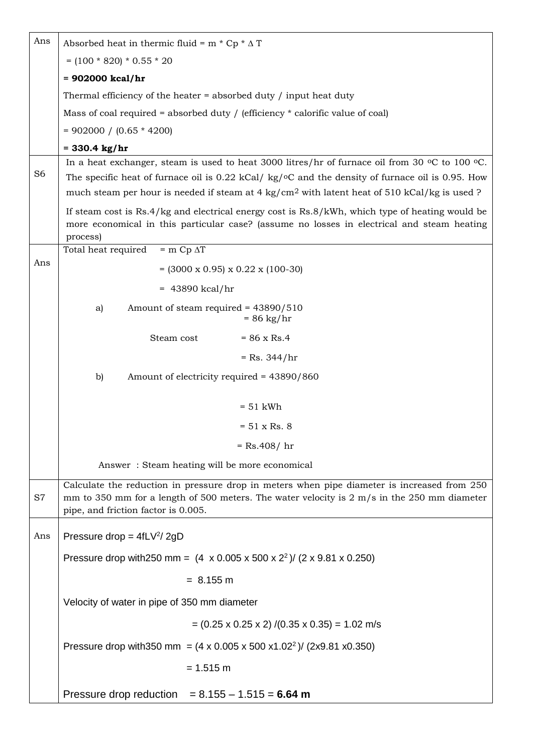| | |
|---|---|
| Ans | Absorbed heat in thermic fluid = m * Cp * Δ T<br>= (100 * 820) * 0.55 * 20<br>**= 902000 kcal/hr**<br>Thermal efficiency of the heater = absorbed duty / input heat duty<br>Mass of coal required = absorbed duty / (efficiency * calorific value of coal)<br>= 902000 / (0.65 * 4200)<br>**= 330.4 kg/hr** |
| S6 | In a heat exchanger, steam is used to heat 3000 litres/hr of furnace oil from 30 $^oC$ to 100 $^oC$. The specific heat of furnace oil is 0.22 kCal/ kg/$^oC$ and the density of furnace oil is 0.95. How much steam per hour is needed if steam at 4 kg/$cm^2$ with latent heat of 510 kCal/kg is used ?<br>If steam cost is Rs.4/kg and electrical energy cost is Rs.8/kWh, which type of heating would be more economical in this particular case? (assume no losses in electrical and steam heating process) |
| Ans | Total heat required = m Cp ΔT<br>= (3000 x 0.95) x 0.22 x (100-30)<br>= 43890 kcal/hr<br>a) Amount of steam required = 43890/510<br>= 86 kg/hr<br>Steam cost = 86 x Rs.4<br>= Rs. 344/hr<br>b) Amount of electricity required = 43890/860<br>= 51 kWh<br>= 51 x Rs. 8<br>= Rs.408/ hr<br>Answer : Steam heating will be more economical |
| S7 | Calculate the reduction in pressure drop in meters when pipe diameter is increased from 250 mm to 350 mm for a length of 500 meters. The water velocity is 2 m/s in the 250 mm diameter pipe, and friction factor is 0.005. |
| Ans | Pressure drop = $4fLV^2/ 2gD$<br>Pressure drop with250 mm = $(4 \times 0.005 \times 500 \times 2^2)/ (2 \times 9.81 \times 0.250)$<br>= 8.155 m<br>Velocity of water in pipe of 350 mm diameter<br>= (0.25 x 0.25 x 2) /(0.35 x 0.35) = 1.02 m/s<br>Pressure drop with350 mm = $(4 \times 0.005 \times 500 \times 1.02^2)/ (2 \times 9.81 \times 0.350)$<br>= 1.515 m<br>Pressure drop reduction = 8.155 – 1.515 = **6.64 m** |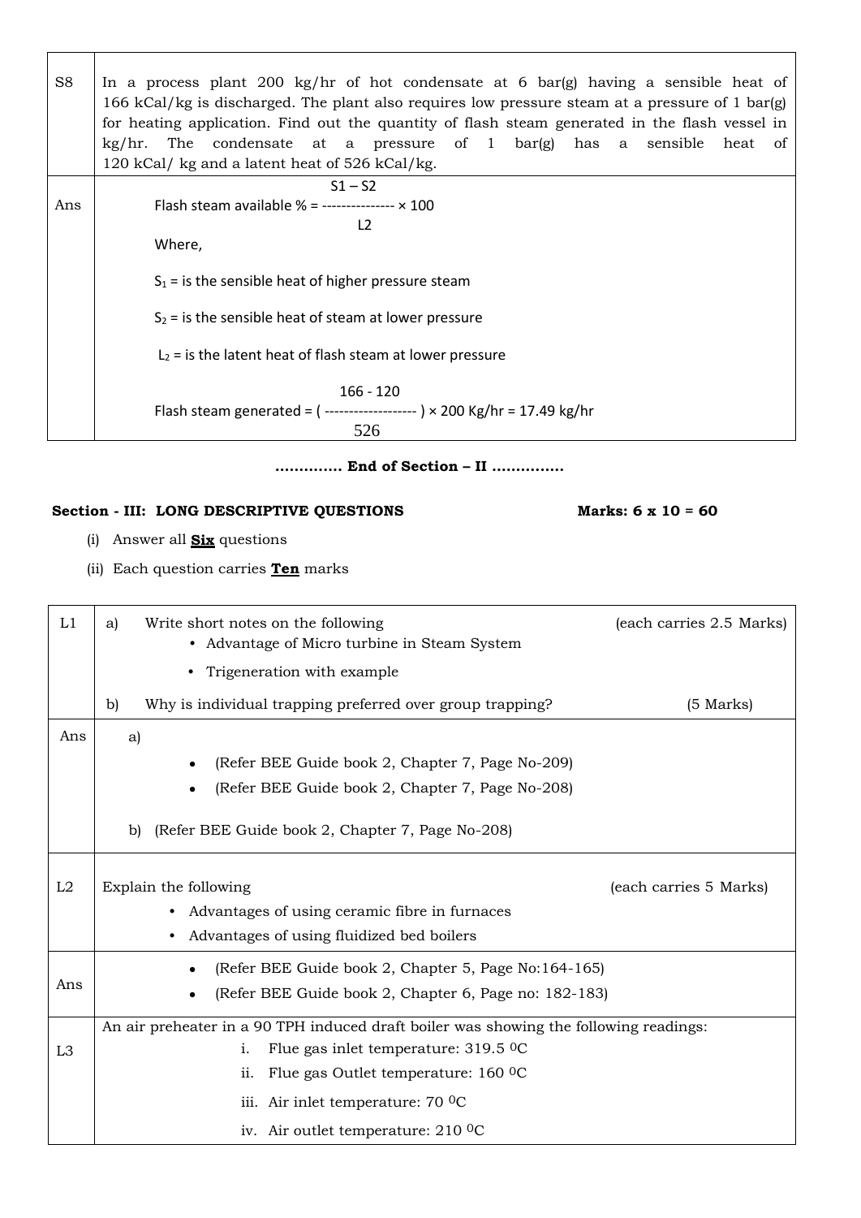| | |
|---|---|
| S8 | In a process plant 200 kg/hr of hot condensate at 6 bar(g) having a sensible heat of 166 kCal/kg is discharged. The plant also requires low pressure steam at a pressure of 1 bar(g) for heating application. Find out the quantity of flash steam generated in the flash vessel in kg/hr. The condensate at a pressure of 1 bar(g) has a sensible heat of 120 kCal/ kg and a latent heat of 526 kCal/kg. |
| Ans | $$\text{Flash steam available \%} = \frac{S1 - S2}{L2} \times 100$$ Where, $S_1$ = is the sensible heat of higher pressure steam <br> $S_2$ = is the sensible heat of steam at lower pressure <br> $L_2$ = is the latent heat of flash steam at lower pressure $$\text{Flash steam generated} = \left(\frac{166 - 120}{526}\right) \times 200 \text{ Kg/hr} = 17.49 \text{ kg/hr}$$ |

**............. End of Section – II ..............**

## Section - III: LONG DESCRIPTIVE QUESTIONS — Marks: 6 x 10 = 60

(i) Answer all **Six** questions

(ii) Each question carries **Ten** marks

| | |
|---|---|
| L1 | a) Write short notes on the following (each carries 2.5 Marks) <br> • Advantage of Micro turbine in Steam System <br> • Trigeneration with example <br> b) Why is individual trapping preferred over group trapping? (5 Marks) |
| Ans | a) <br> • (Refer BEE Guide book 2, Chapter 7, Page No-209) <br> • (Refer BEE Guide book 2, Chapter 7, Page No-208) <br> b) (Refer BEE Guide book 2, Chapter 7, Page No-208) |
| L2 | Explain the following (each carries 5 Marks) <br> • Advantages of using ceramic fibre in furnaces <br> • Advantages of using fluidized bed boilers |
| Ans | • (Refer BEE Guide book 2, Chapter 5, Page No:164-165) <br> • (Refer BEE Guide book 2, Chapter 6, Page no: 182-183) |
| L3 | An air preheater in a 90 TPH induced draft boiler was showing the following readings: <br> i. Flue gas inlet temperature: 319.5 $^0$C <br> ii. Flue gas Outlet temperature: 160 $^0$C <br> iii. Air inlet temperature: 70 $^0$C <br> iv. Air outlet temperature: 210 $^0$C |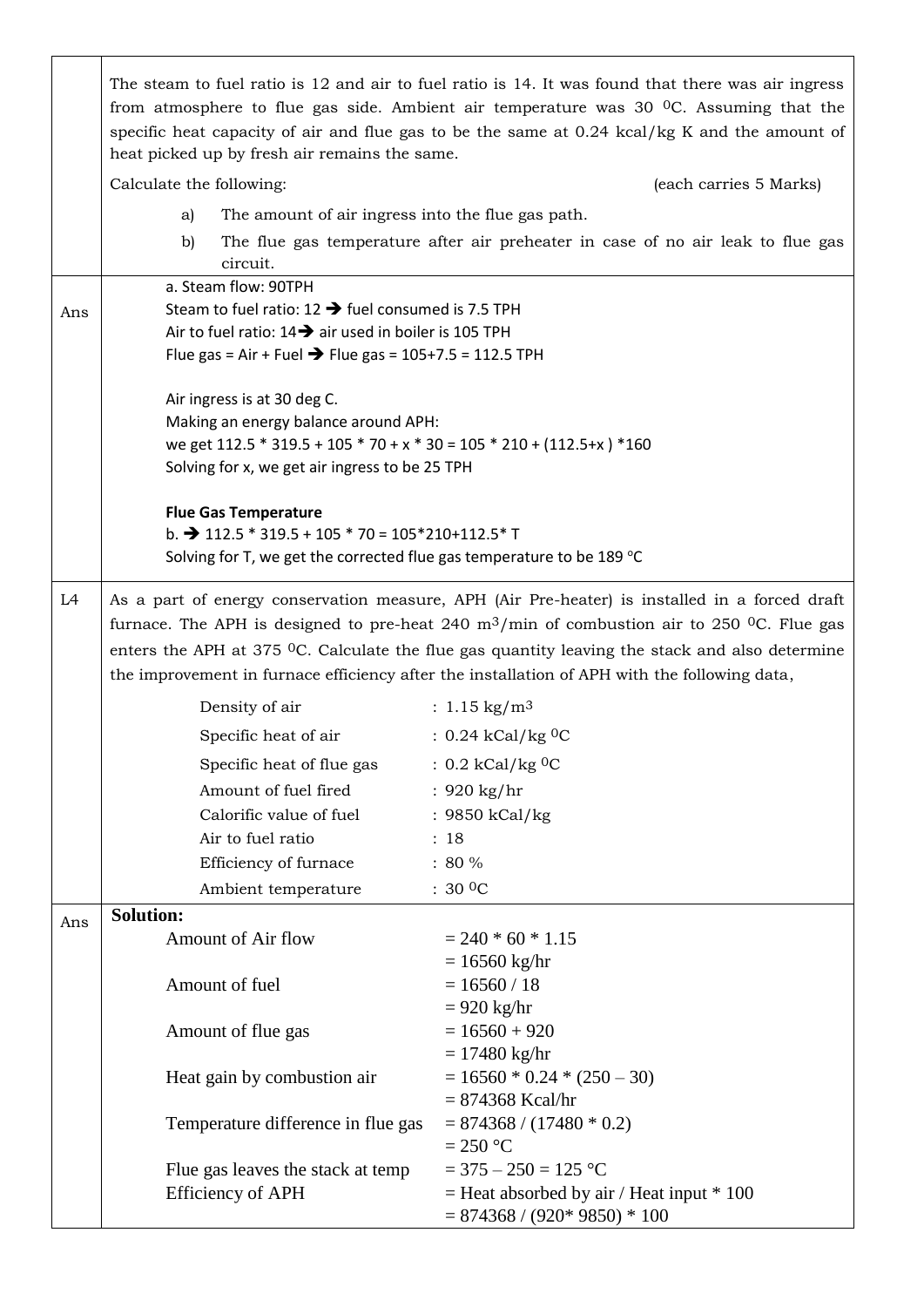|  |  |
|---|---|
|  | The steam to fuel ratio is 12 and air to fuel ratio is 14. It was found that there was air ingress from atmosphere to flue gas side. Ambient air temperature was 30 $^0$C. Assuming that the specific heat capacity of air and flue gas to be the same at 0.24 kcal/kg K and the amount of heat picked up by fresh air remains the same.<br><br>Calculate the following: (each carries 5 Marks)<br><br>a) The amount of air ingress into the flue gas path.<br>b) The flue gas temperature after air preheater in case of no air leak to flue gas circuit. |
| Ans | a. Steam flow: 90TPH<br>Steam to fuel ratio: 12 ➔ fuel consumed is 7.5 TPH<br>Air to fuel ratio: 14➔ air used in boiler is 105 TPH<br>Flue gas = Air + Fuel ➔ Flue gas = 105+7.5 = 112.5 TPH<br><br>Air ingress is at 30 deg C.<br>Making an energy balance around APH:<br>we get 112.5 * 319.5 + 105 * 70 + x * 30 = 105 * 210 + (112.5+x ) *160<br>Solving for x, we get air ingress to be 25 TPH<br><br>**Flue Gas Temperature**<br>b. ➔ 112.5 * 319.5 + 105 * 70 = 105*210+112.5* T<br>Solving for T, we get the corrected flue gas temperature to be 189 °C |
| L4 | As a part of energy conservation measure, APH (Air Pre-heater) is installed in a forced draft furnace. The APH is designed to pre-heat 240 m$^3$/min of combustion air to 250 $^0$C. Flue gas enters the APH at 375 $^0$C. Calculate the flue gas quantity leaving the stack and also determine the improvement in furnace efficiency after the installation of APH with the following data,<br><br>Density of air : 1.15 kg/m$^3$<br>Specific heat of air : 0.24 kCal/kg $^0$C<br>Specific heat of flue gas : 0.2 kCal/kg $^0$C<br>Amount of fuel fired : 920 kg/hr<br>Calorific value of fuel : 9850 kCal/kg<br>Air to fuel ratio : 18<br>Efficiency of furnace : 80 %<br>Ambient temperature : 30 $^0$C |
| Ans | **Solution:**<br>Amount of Air flow = 240 * 60 * 1.15<br>= 16560 kg/hr<br>Amount of fuel = 16560 / 18<br>= 920 kg/hr<br>Amount of flue gas = 16560 + 920<br>= 17480 kg/hr<br>Heat gain by combustion air = 16560 * 0.24 * (250 – 30)<br>= 874368 Kcal/hr<br>Temperature difference in flue gas = 874368 / (17480 * 0.2)<br>= 250 °C<br>Flue gas leaves the stack at temp = 375 – 250 = 125 °C<br>Efficiency of APH = Heat absorbed by air / Heat input * 100<br>= 874368 / (920* 9850) * 100 |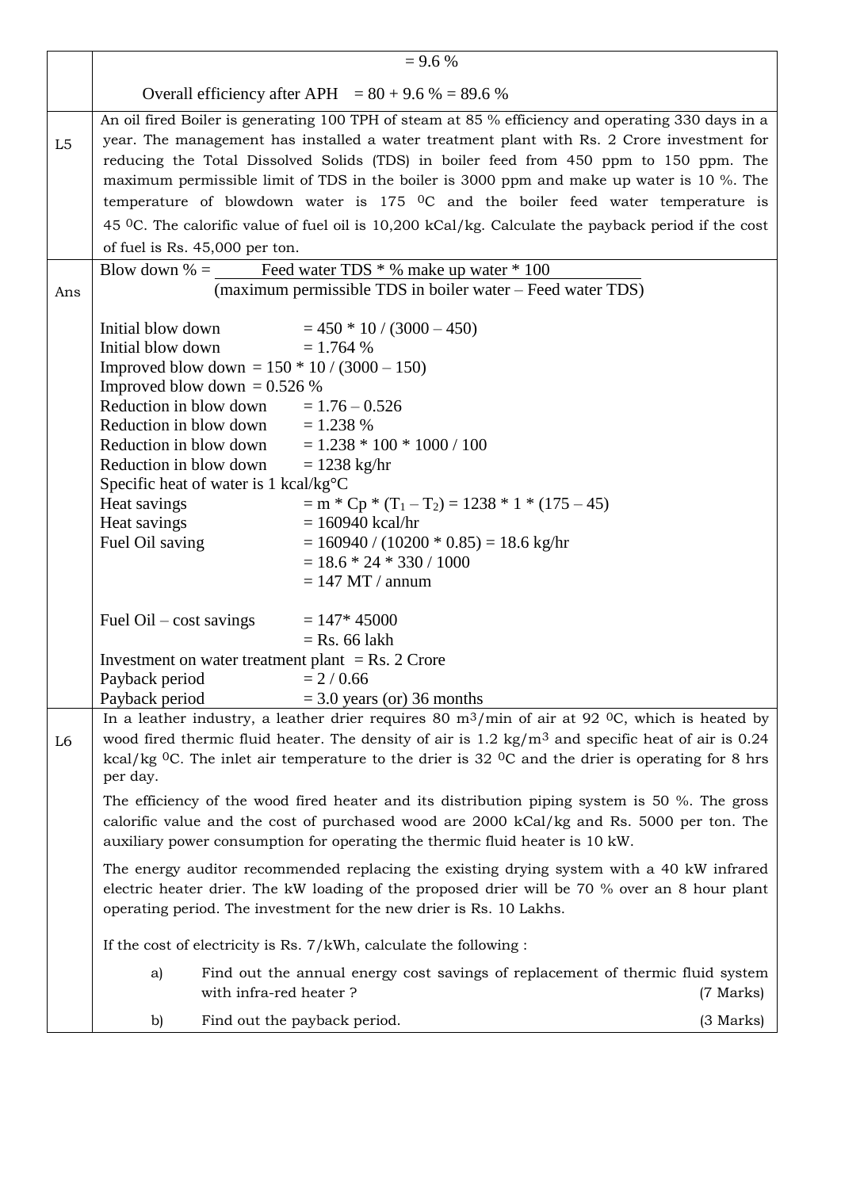| | |
|---|---|
| | = 9.6 %<br><br>Overall efficiency after APH = 80 + 9.6 % = 89.6 % |
| L5 | An oil fired Boiler is generating 100 TPH of steam at 85 % efficiency and operating 330 days in a year. The management has installed a water treatment plant with Rs. 2 Crore investment for reducing the Total Dissolved Solids (TDS) in boiler feed from 450 ppm to 150 ppm. The maximum permissible limit of TDS in the boiler is 3000 ppm and make up water is 10 %. The temperature of blowdown water is 175 $^0$C and the boiler feed water temperature is 45 $^0$C. The calorific value of fuel oil is 10,200 kCal/kg. Calculate the payback period if the cost of fuel is Rs. 45,000 per ton. |
| Ans | Blow down % = $\frac{\text{Feed water TDS * \% make up water * 100}}{\text{(maximum permissible TDS in boiler water – Feed water TDS)}}$<br><br>Initial blow down = 450 * 10 / (3000 – 450)<br>Initial blow down = 1.764 %<br>Improved blow down = 150 * 10 / (3000 – 150)<br>Improved blow down = 0.526 %<br>Reduction in blow down = 1.76 – 0.526<br>Reduction in blow down = 1.238 %<br>Reduction in blow down = 1.238 * 100 * 1000 / 100<br>Reduction in blow down = 1238 kg/hr<br>Specific heat of water is 1 kcal/kg°C<br>Heat savings = m * Cp * ($T_1 – T_2$) = 1238 * 1 * (175 – 45)<br>Heat savings = 160940 kcal/hr<br>Fuel Oil saving = 160940 / (10200 * 0.85) = 18.6 kg/hr<br>= 18.6 * 24 * 330 / 1000<br>= 147 MT / annum<br><br>Fuel Oil – cost savings = 147* 45000<br>= Rs. 66 lakh<br>Investment on water treatment plant = Rs. 2 Crore<br>Payback period = 2 / 0.66<br>Payback period = 3.0 years (or) 36 months |
| L6 | In a leather industry, a leather drier requires 80 m$^3$/min of air at 92 $^0$C, which is heated by wood fired thermic fluid heater. The density of air is 1.2 kg/m$^3$ and specific heat of air is 0.24 kcal/kg $^0$C. The inlet air temperature to the drier is 32 $^0$C and the drier is operating for 8 hrs per day.<br><br>The efficiency of the wood fired heater and its distribution piping system is 50 %. The gross calorific value and the cost of purchased wood are 2000 kCal/kg and Rs. 5000 per ton. The auxiliary power consumption for operating the thermic fluid heater is 10 kW.<br><br>The energy auditor recommended replacing the existing drying system with a 40 kW infrared electric heater drier. The kW loading of the proposed drier will be 70 % over an 8 hour plant operating period. The investment for the new drier is Rs. 10 Lakhs.<br><br>If the cost of electricity is Rs. 7/kWh, calculate the following :<br><br>a) Find out the annual energy cost savings of replacement of thermic fluid system with infra-red heater ? (7 Marks)<br><br>b) Find out the payback period. (3 Marks) |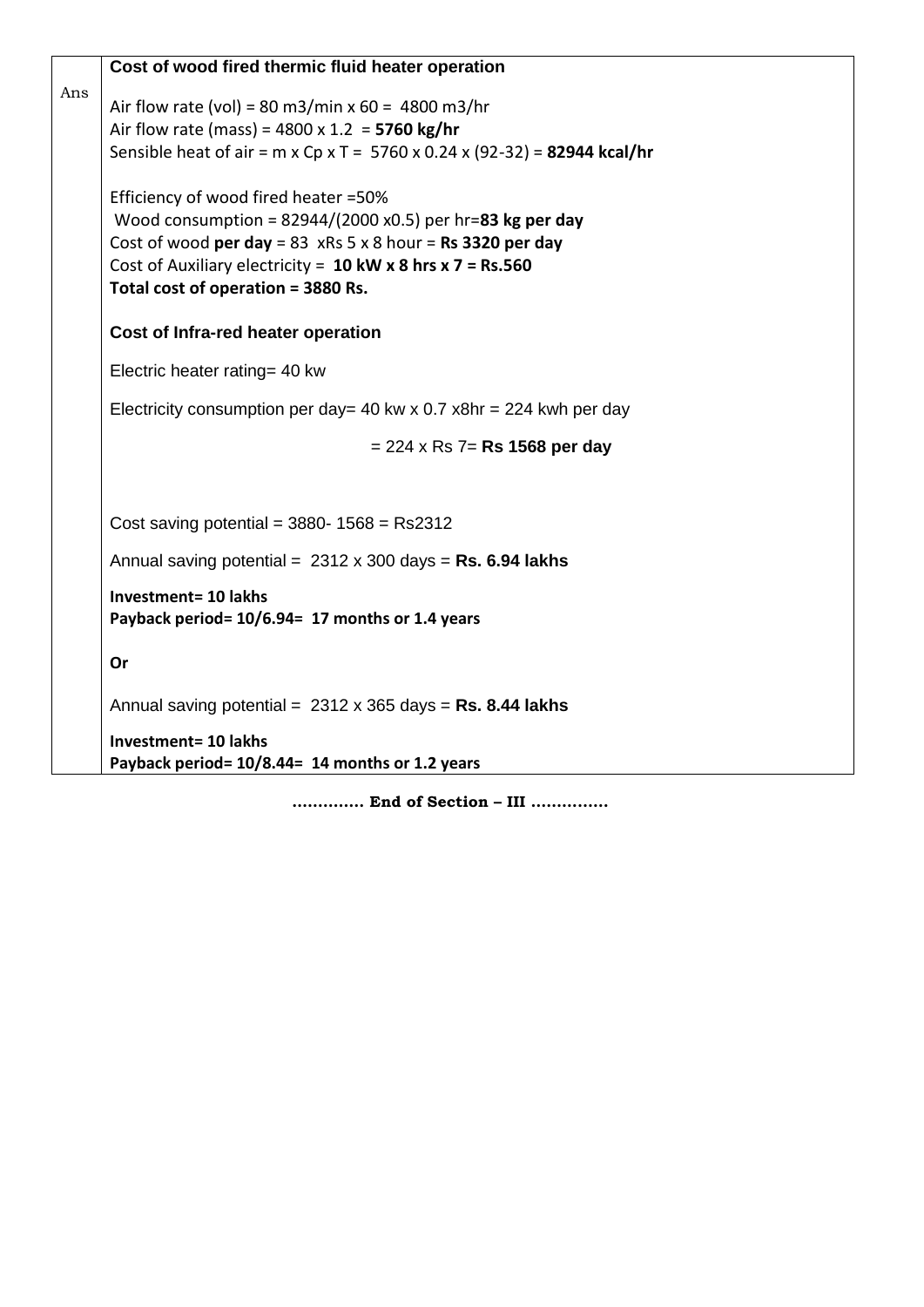| | |
|---|---|
| Ans | **Cost of wood fired thermic fluid heater operation**<br><br>Air flow rate (vol) = 80 m3/min x 60 = 4800 m3/hr<br>Air flow rate (mass) = 4800 x 1.2 = **5760 kg/hr**<br>Sensible heat of air = m x Cp x T = 5760 x 0.24 x (92-32) = **82944 kcal/hr**<br><br>Efficiency of wood fired heater =50%<br>Wood consumption = 82944/(2000 x0.5) per hr=**83 kg per day**<br>Cost of wood **per day** = 83 xRs 5 x 8 hour = **Rs 3320 per day**<br>Cost of Auxiliary electricity = **10 kW x 8 hrs x 7 = Rs.560**<br>**Total cost of operation = 3880 Rs.**<br><br>**Cost of Infra-red heater operation**<br><br>Electric heater rating= 40 kw<br><br>Electricity consumption per day= 40 kw x 0.7 x8hr = 224 kwh per day<br><br>= 224 x Rs 7= **Rs 1568 per day**<br><br>Cost saving potential = 3880- 1568 = Rs2312<br><br>Annual saving potential = 2312 x 300 days = **Rs. 6.94 lakhs**<br><br>**Investment= 10 lakhs**<br>**Payback period= 10/6.94= 17 months or 1.4 years**<br><br>**Or**<br><br>Annual saving potential = 2312 x 365 days = **Rs. 8.44 lakhs**<br><br>**Investment= 10 lakhs**<br>**Payback period= 10/8.44= 14 months or 1.2 years** |

**………….. End of Section – III ……………**